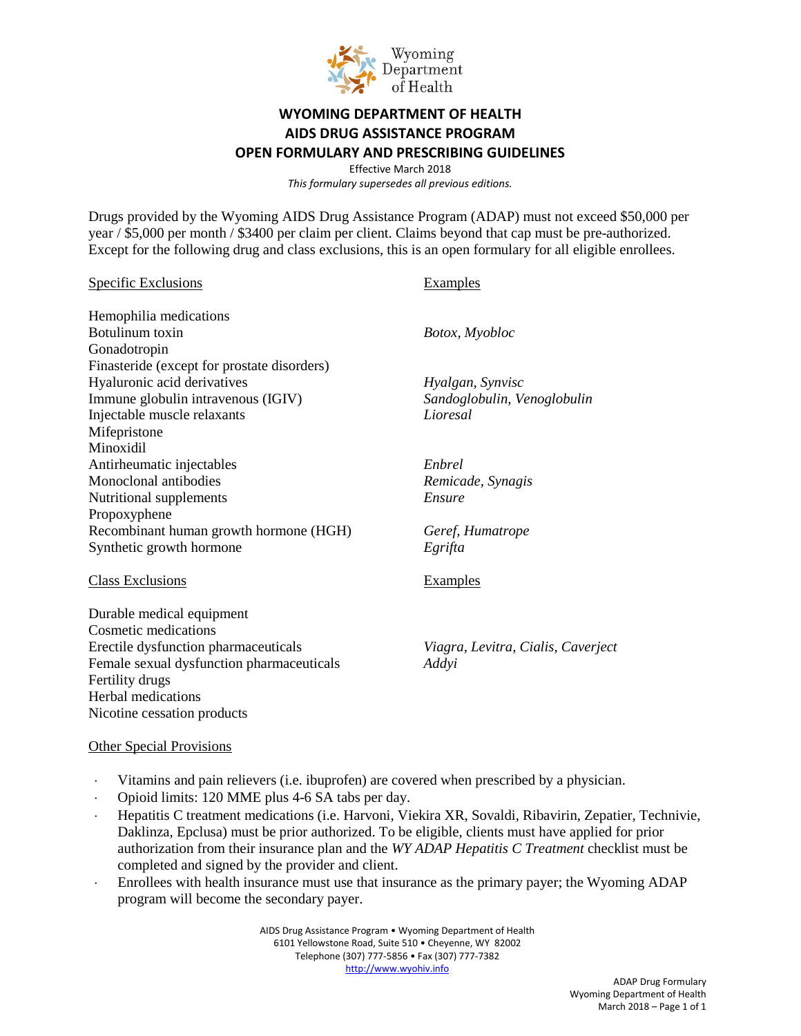# WYOMING DEPARTMENT OF HEALTH
# AIDS DRUG ASSISTANCE PROGRAM
# OPEN FORMULARY AND PRESCRIBING GUIDELINES

Effective March 2018

*This formulary supersedes all previous editions.*

Drugs provided by the Wyoming AIDS Drug Assistance Program (ADAP) must not exceed $50,000 per year / $5,000 per month / $3400 per claim per client. Claims beyond that cap must be pre-authorized. Except for the following drug and class exclusions, this is an open formulary for all eligible enrollees.

| Specific Exclusions | Examples |
|---|---|
| Hemophilia medications | |
| Botulinum toxin | *Botox, Myobloc* |
| Gonadotropin | |
| Finasteride (except for prostate disorders) | |
| Hyaluronic acid derivatives | *Hyalgan, Synvisc* |
| Immune globulin intravenous (IGIV) | *Sandoglobulin, Venoglobulin* |
| Injectable muscle relaxants | *Lioresal* |
| Mifepristone | |
| Minoxidil | |
| Antirheumatic injectables | *Enbrel* |
| Monoclonal antibodies | *Remicade, Synagis* |
| Nutritional supplements | *Ensure* |
| Propoxyphene | |
| Recombinant human growth hormone (HGH) | *Geref, Humatrope* |
| Synthetic growth hormone | *Egrifta* |

| Class Exclusions | Examples |
|---|---|
| Durable medical equipment | |
| Cosmetic medications | |
| Erectile dysfunction pharmaceuticals | *Viagra, Levitra, Cialis, Caverject* |
| Female sexual dysfunction pharmaceuticals | *Addyi* |
| Fertility drugs | |
| Herbal medications | |
| Nicotine cessation products | |

Other Special Provisions

- Vitamins and pain relievers (i.e. ibuprofen) are covered when prescribed by a physician.
- Opioid limits: 120 MME plus 4-6 SA tabs per day.
- Hepatitis C treatment medications (i.e. Harvoni, Viekira XR, Sovaldi, Ribavirin, Zepatier, Technivie, Daklinza, Epclusa) must be prior authorized. To be eligible, clients must have applied for prior authorization from their insurance plan and the *WY ADAP Hepatitis C Treatment* checklist must be completed and signed by the provider and client.
- Enrollees with health insurance must use that insurance as the primary payer; the Wyoming ADAP program will become the secondary payer.

AIDS Drug Assistance Program • Wyoming Department of Health
6101 Yellowstone Road, Suite 510 • Cheyenne, WY 82002
Telephone (307) 777-5856 • Fax (307) 777-7382
http://www.wyohiv.info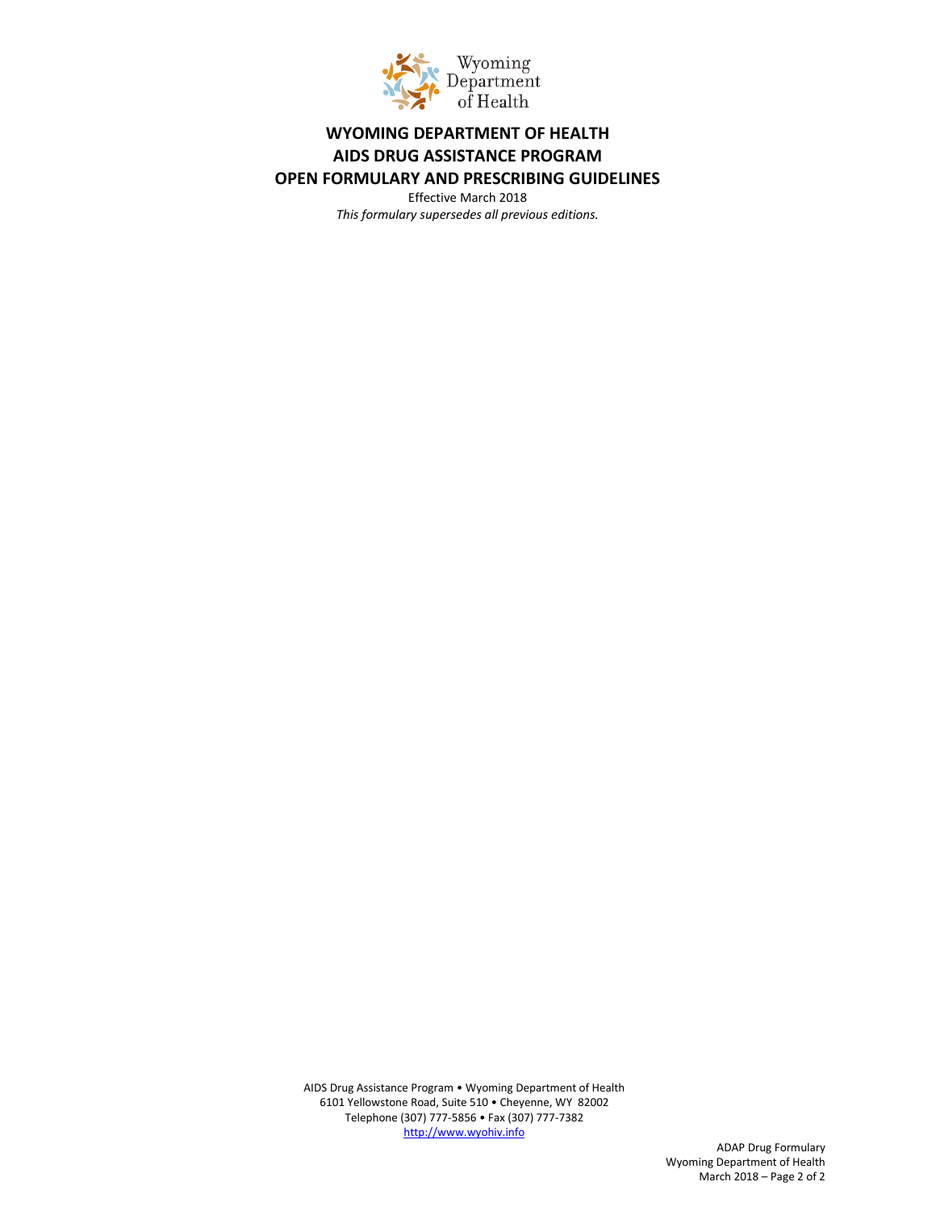# WYOMING DEPARTMENT OF HEALTH
# AIDS DRUG ASSISTANCE PROGRAM
# OPEN FORMULARY AND PRESCRIBING GUIDELINES

Effective March 2018

*This formulary supersedes all previous editions.*

AIDS Drug Assistance Program • Wyoming Department of Health
6101 Yellowstone Road, Suite 510 • Cheyenne, WY 82002
Telephone (307) 777-5856 • Fax (307) 777-7382
http://www.wyohiv.info